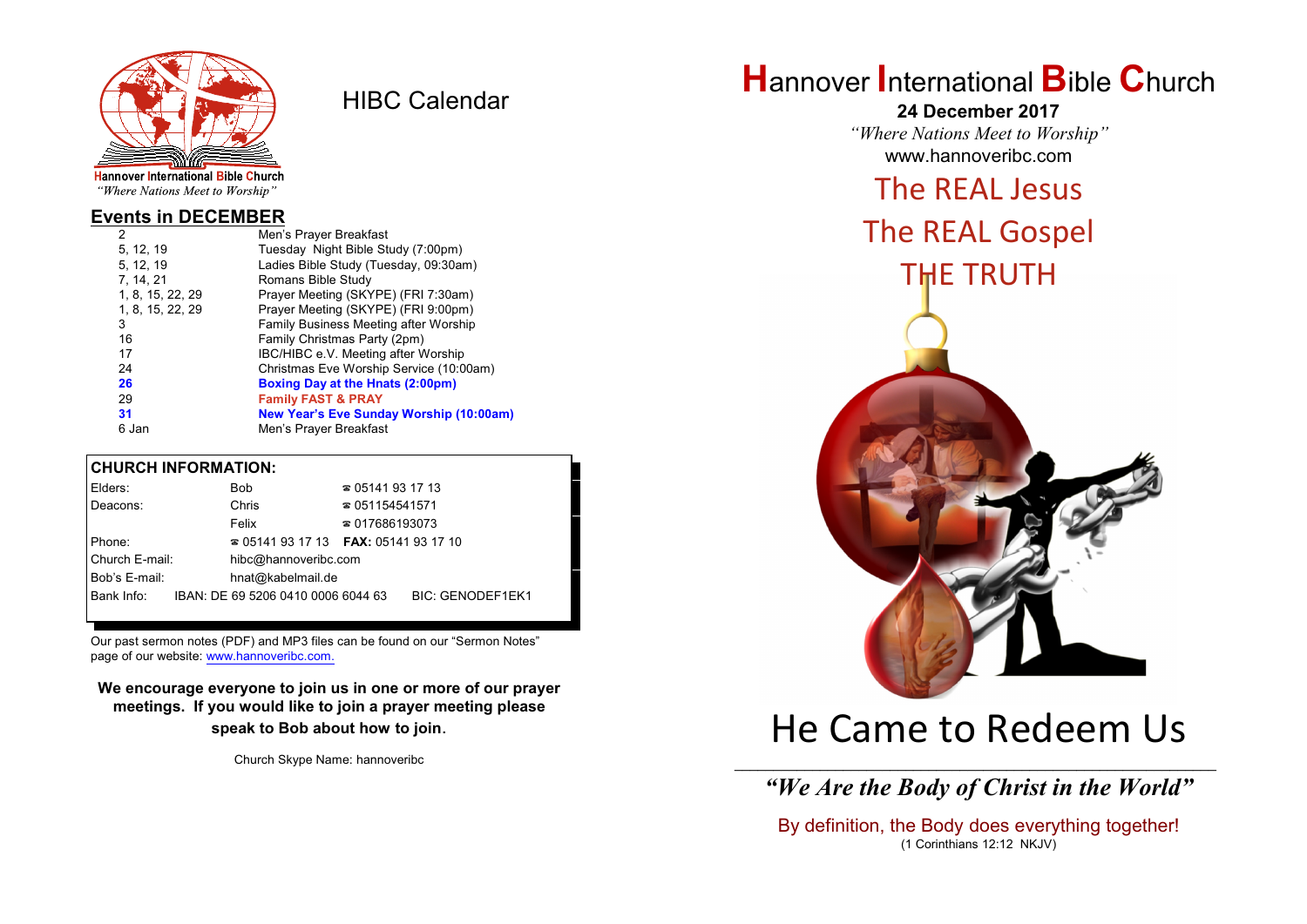Hannover International Bible Church
*"Where Nations Meet to Worship"*

# HIBC Calendar

## Events in DECEMBER

| | |
|---|---|
| 2 | Men's Prayer Breakfast |
| 5, 12, 19 | Tuesday Night Bible Study (7:00pm) |
| 5, 12, 19 | Ladies Bible Study (Tuesday, 09:30am) |
| 7, 14, 21 | Romans Bible Study |
| 1, 8, 15, 22, 29 | Prayer Meeting (SKYPE) (FRI 7:30am) |
| 1, 8, 15, 22, 29 | Prayer Meeting (SKYPE) (FRI 9:00pm) |
| 3 | Family Business Meeting after Worship |
| 16 | Family Christmas Party (2pm) |
| 17 | IBC/HIBC e.V. Meeting after Worship |
| 24 | Christmas Eve Worship Service (10:00am) |
| **26** | **Boxing Day at the Hnats (2:00pm)** |
| 29 | **Family FAST & PRAY** |
| **31** | **New Year's Eve Sunday Worship (10:00am)** |
| 6 Jan | Men's Prayer Breakfast |

## CHURCH INFORMATION:

| | | |
|---|---|---|
| Elders: | Bob | ☎ 05141 93 17 13 |
| Deacons: | Chris | ☎ 051154541571 |
| | Felix | ☎ 017686193073 |
| Phone: | ☎ 05141 93 17 13 | **FAX:** 05141 93 17 10 |
| Church E-mail: | hibc@hannoveribc.com | |
| Bob's E-mail: | hnat@kabelmail.de | |
| Bank Info: | IBAN: DE 69 5206 0410 0006 6044 63 | BIC: GENODEF1EK1 |

Our past sermon notes (PDF) and MP3 files can be found on our "Sermon Notes" page of our website: www.hannoveribc.com.

**We encourage everyone to join us in one or more of our prayer meetings. If you would like to join a prayer meeting please speak to Bob about how to join.**

Church Skype Name: hannoveribc

# Hannover International Bible Church

**24 December 2017**

*"Where Nations Meet to Worship"*

www.hannoveribc.com

## The REAL Jesus
## The REAL Gospel
## THE TRUTH

# He Came to Redeem Us

***"We Are the Body of Christ in the World"***

By definition, the Body does everything together!
(1 Corinthians 12:12 NKJV)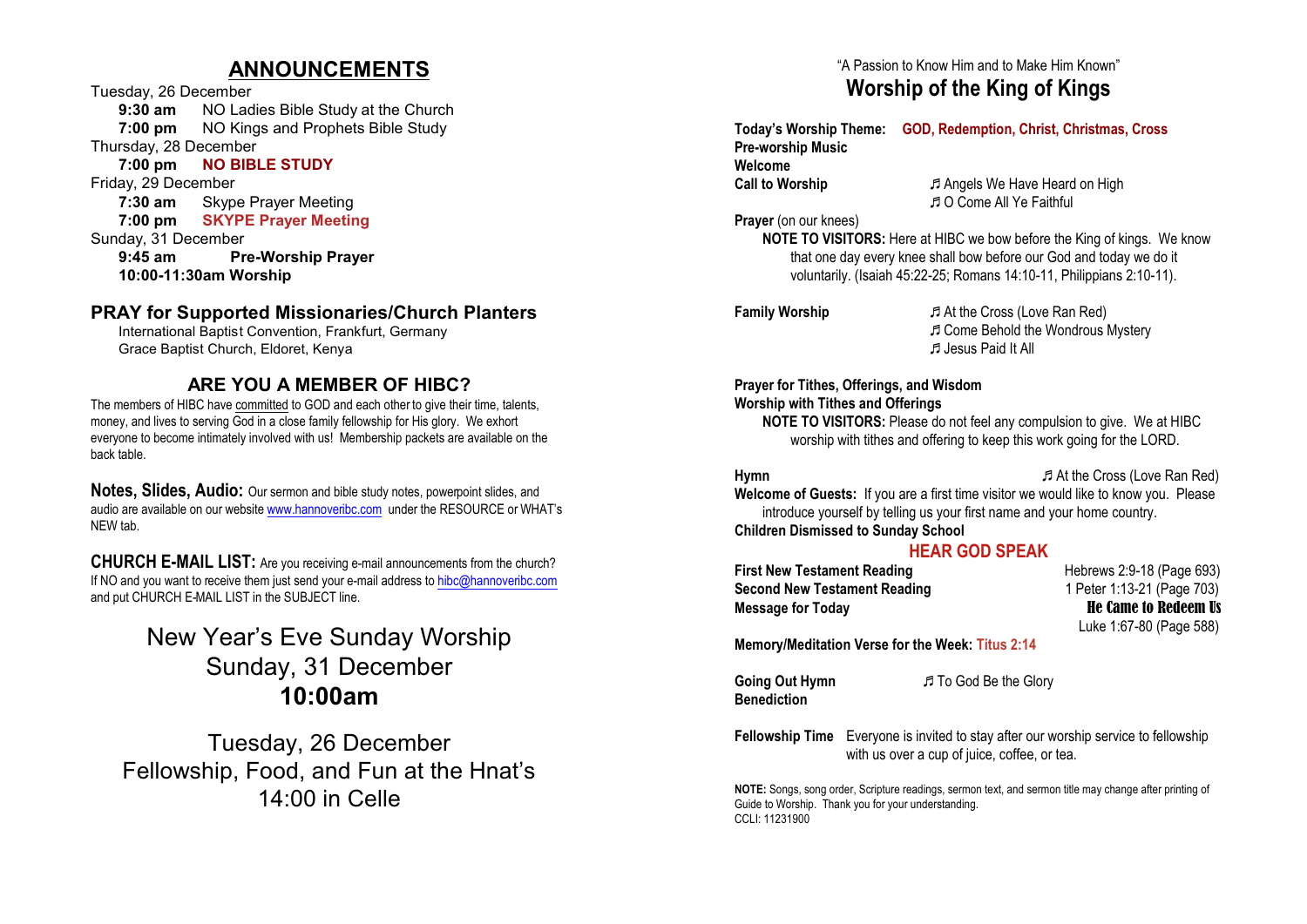# ANNOUNCEMENTS

Tuesday, 26 December

- **9:30 am** NO Ladies Bible Study at the Church
- **7:00 pm** NO Kings and Prophets Bible Study

Thursday, 28 December

- **7:00 pm** **NO BIBLE STUDY**

Friday, 29 December

- **7:30 am** Skype Prayer Meeting
- **7:00 pm** **SKYPE Prayer Meeting**

Sunday, 31 December

- **9:45 am** **Pre-Worship Prayer**
- **10:00-11:30am Worship**

## PRAY for Supported Missionaries/Church Planters

International Baptist Convention, Frankfurt, Germany
Grace Baptist Church, Eldoret, Kenya

## ARE YOU A MEMBER OF HIBC?

The members of HIBC have committed to GOD and each other to give their time, talents, money, and lives to serving God in a close family fellowship for His glory. We exhort everyone to become intimately involved with us! Membership packets are available on the back table.

**Notes, Slides, Audio:** Our sermon and bible study notes, powerpoint slides, and audio are available on our website www.hannoveribc.com under the RESOURCE or WHAT's NEW tab.

**CHURCH E-MAIL LIST:** Are you receiving e-mail announcements from the church? If NO and you want to receive them just send your e-mail address to hibc@hannoveribc.com and put CHURCH E-MAIL LIST in the SUBJECT line.

New Year's Eve Sunday Worship
Sunday, 31 December
**10:00am**

Tuesday, 26 December
Fellowship, Food, and Fun at the Hnat's
14:00 in Celle

---

"A Passion to Know Him and to Make Him Known"

# Worship of the King of Kings

**Today's Worship Theme:** **GOD, Redemption, Christ, Christmas, Cross**

**Pre-worship Music**

**Welcome**

**Call to Worship** ♬ Angels We Have Heard on High
♬ O Come All Ye Faithful

**Prayer** (on our knees)

**NOTE TO VISITORS:** Here at HIBC we bow before the King of kings. We know that one day every knee shall bow before our God and today we do it voluntarily. (Isaiah 45:22-25; Romans 14:10-11, Philippians 2:10-11).

**Family Worship** ♬ At the Cross (Love Ran Red)
♬ Come Behold the Wondrous Mystery
♬ Jesus Paid It All

**Prayer for Tithes, Offerings, and Wisdom**

**Worship with Tithes and Offerings**

**NOTE TO VISITORS:** Please do not feel any compulsion to give. We at HIBC worship with tithes and offering to keep this work going for the LORD.

**Hymn** ♬ At the Cross (Love Ran Red)

**Welcome of Guests:** If you are a first time visitor we would like to know you. Please introduce yourself by telling us your first name and your home country.

**Children Dismissed to Sunday School**

## HEAR GOD SPEAK

**First New Testament Reading** Hebrews 2:9-18 (Page 693)

**Second New Testament Reading** 1 Peter 1:13-21 (Page 703)

**Message for Today** **He Came to Redeem Us**
Luke 1:67-80 (Page 588)

**Memory/Meditation Verse for the Week:** **Titus 2:14**

**Going Out Hymn** ♬ To God Be the Glory

**Benediction**

**Fellowship Time** Everyone is invited to stay after our worship service to fellowship with us over a cup of juice, coffee, or tea.

**NOTE:** Songs, song order, Scripture readings, sermon text, and sermon title may change after printing of Guide to Worship. Thank you for your understanding.
CCLI: 11231900